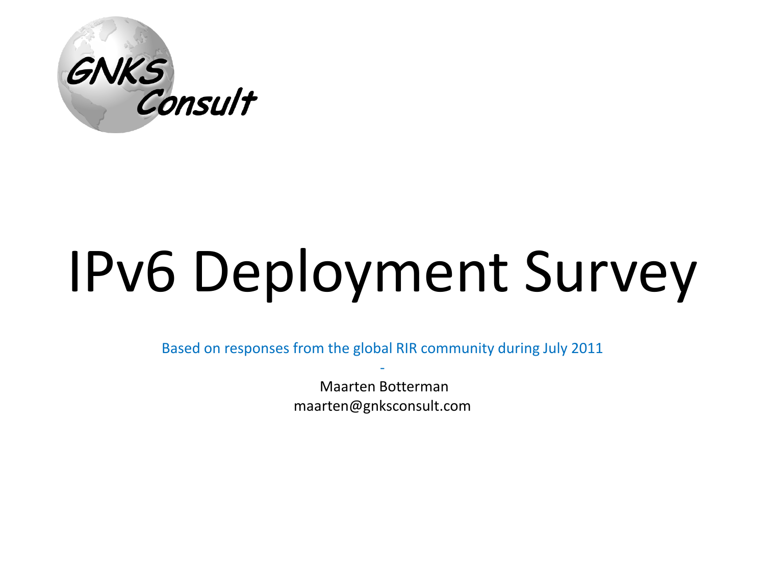GNKS Consult

# IPv6 Deployment Survey

Based on responses from the global RIR community during July 2011

-

Maarten Botterman
maarten@gnksconsult.com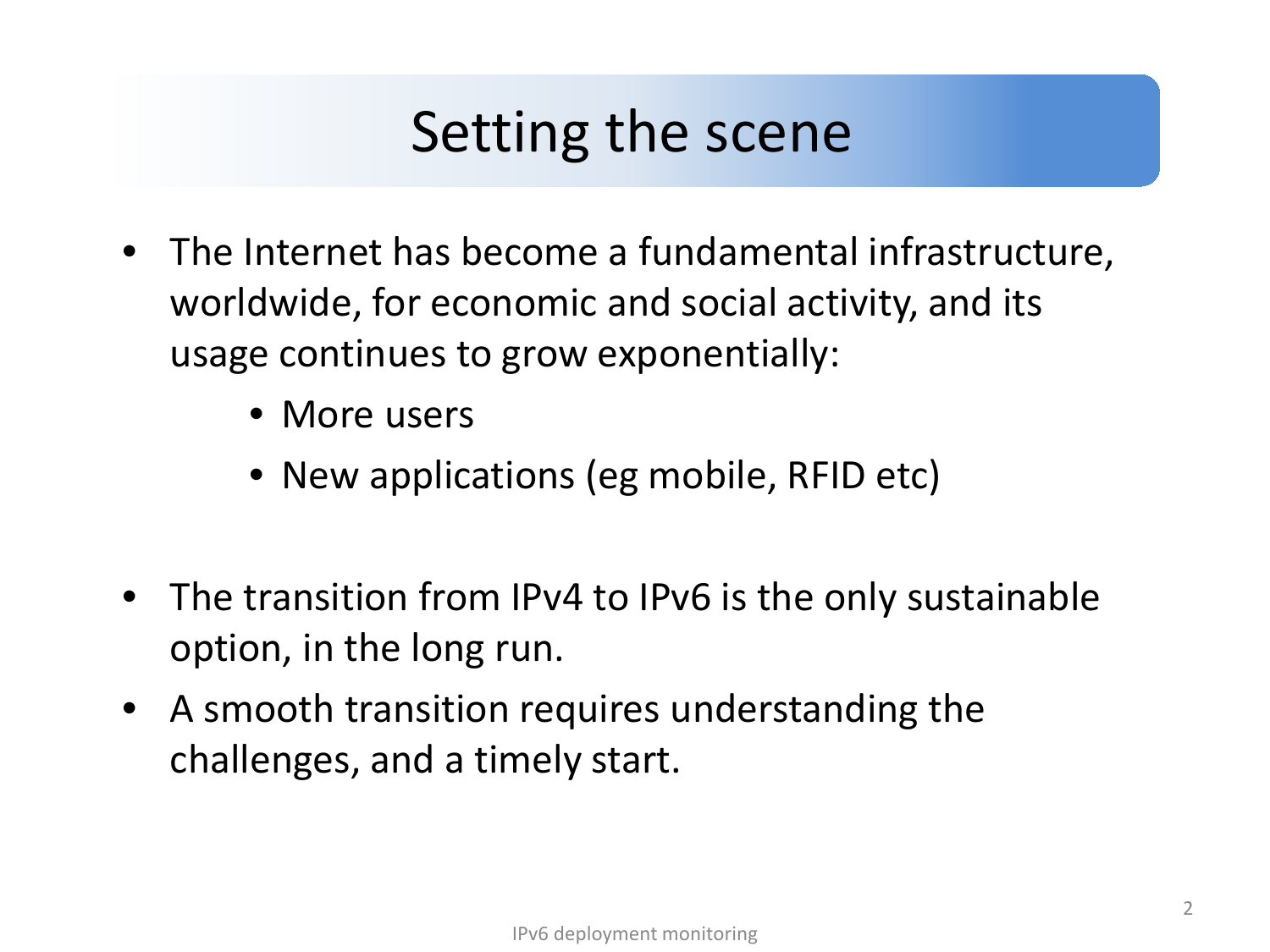# Setting the scene

- The Internet has become a fundamental infrastructure, worldwide, for economic and social activity, and its usage continues to grow exponentially:
    - More users
    - New applications (eg mobile, RFID etc)

- The transition from IPv4 to IPv6 is the only sustainable option, in the long run.
- A smooth transition requires understanding the challenges, and a timely start.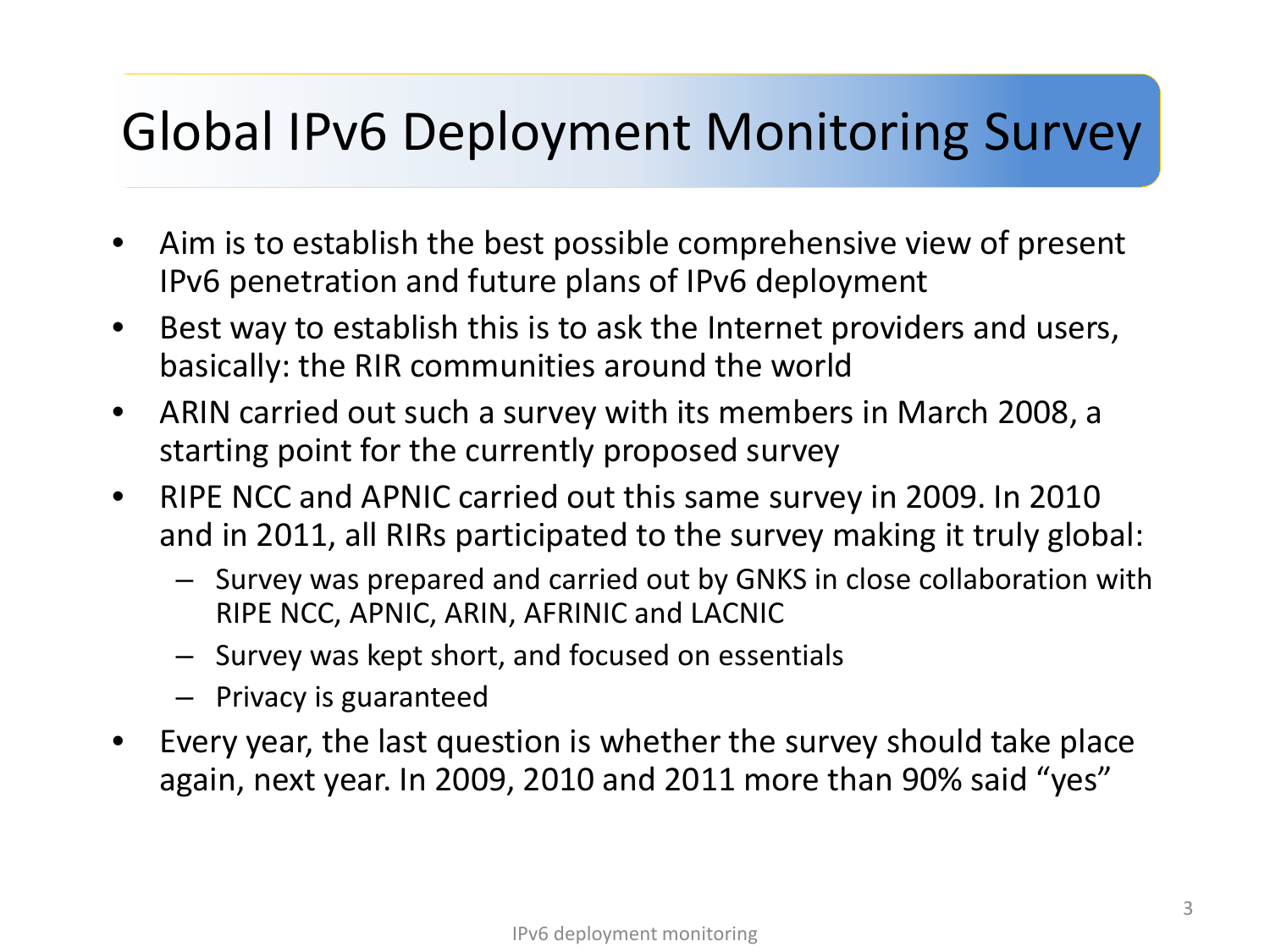# Global IPv6 Deployment Monitoring Survey

- Aim is to establish the best possible comprehensive view of present IPv6 penetration and future plans of IPv6 deployment
- Best way to establish this is to ask the Internet providers and users, basically: the RIR communities around the world
- ARIN carried out such a survey with its members in March 2008, a starting point for the currently proposed survey
- RIPE NCC and APNIC carried out this same survey in 2009. In 2010 and in 2011, all RIRs participated to the survey making it truly global:
  - Survey was prepared and carried out by GNKS in close collaboration with RIPE NCC, APNIC, ARIN, AFRINIC and LACNIC
  - Survey was kept short, and focused on essentials
  - Privacy is guaranteed
- Every year, the last question is whether the survey should take place again, next year. In 2009, 2010 and 2011 more than 90% said "yes"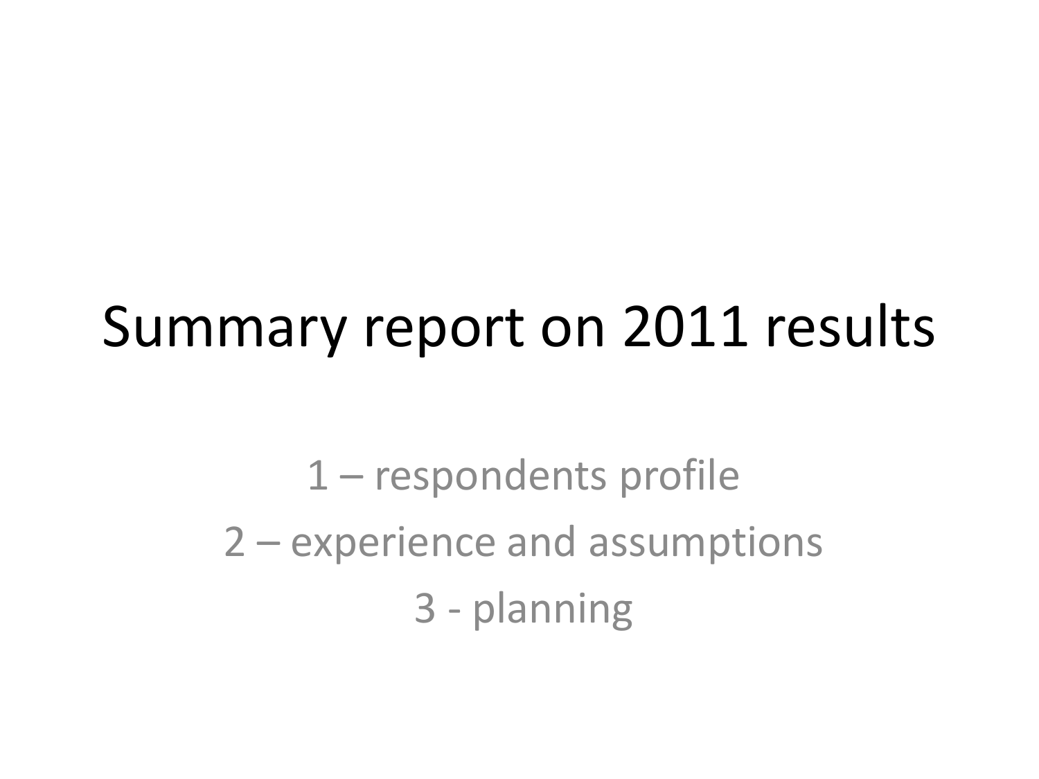# Summary report on 2011 results

1 – respondents profile

2 – experience and assumptions

3 - planning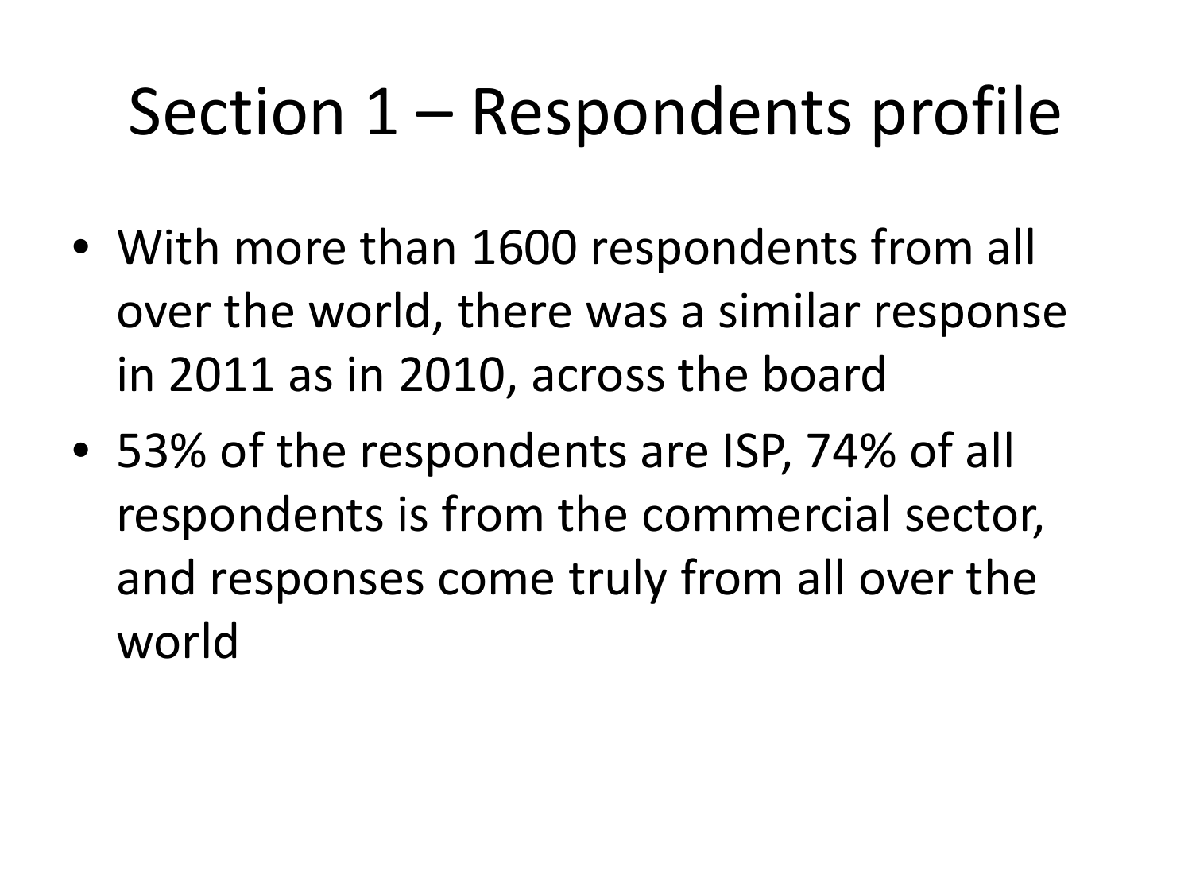# Section 1 – Respondents profile

- With more than 1600 respondents from all over the world, there was a similar response in 2011 as in 2010, across the board
- 53% of the respondents are ISP, 74% of all respondents is from the commercial sector, and responses come truly from all over the world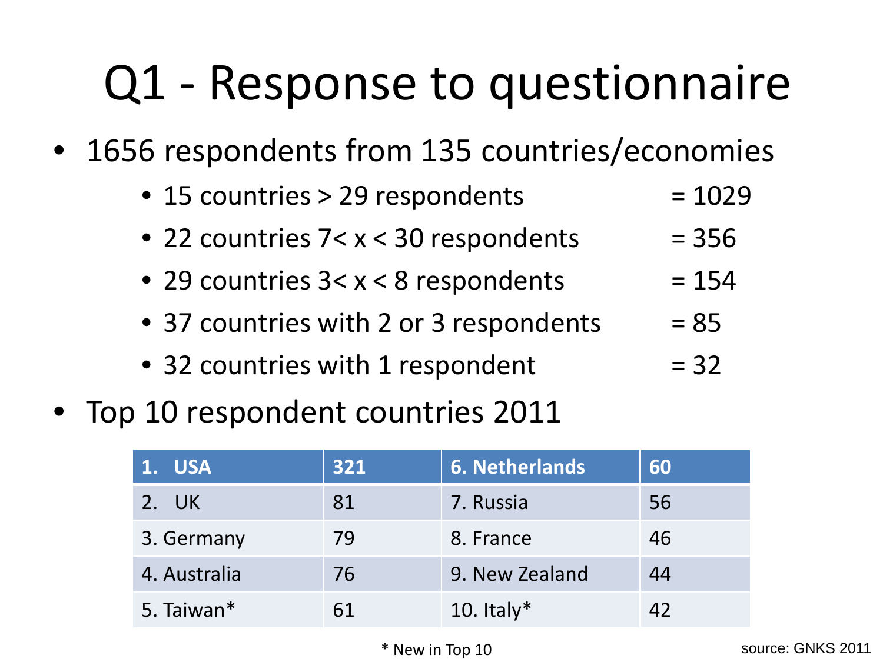# Q1 - Response to questionnaire

- 1656 respondents from 135 countries/economies
  - 15 countries > 29 respondents = 1029
  - 22 countries 7< x < 30 respondents = 356
  - 29 countries 3< x < 8 respondents = 154
  - 37 countries with 2 or 3 respondents = 85
  - 32 countries with 1 respondent = 32
- Top 10 respondent countries 2011

| 1. USA | 321 | 6. Netherlands | 60 |
|---|---|---|---|
| 2. UK | 81 | 7. Russia | 56 |
| 3. Germany | 79 | 8. France | 46 |
| 4. Australia | 76 | 9. New Zealand | 44 |
| 5. Taiwan* | 61 | 10. Italy* | 42 |

\* New in Top 10

source: GNKS 2011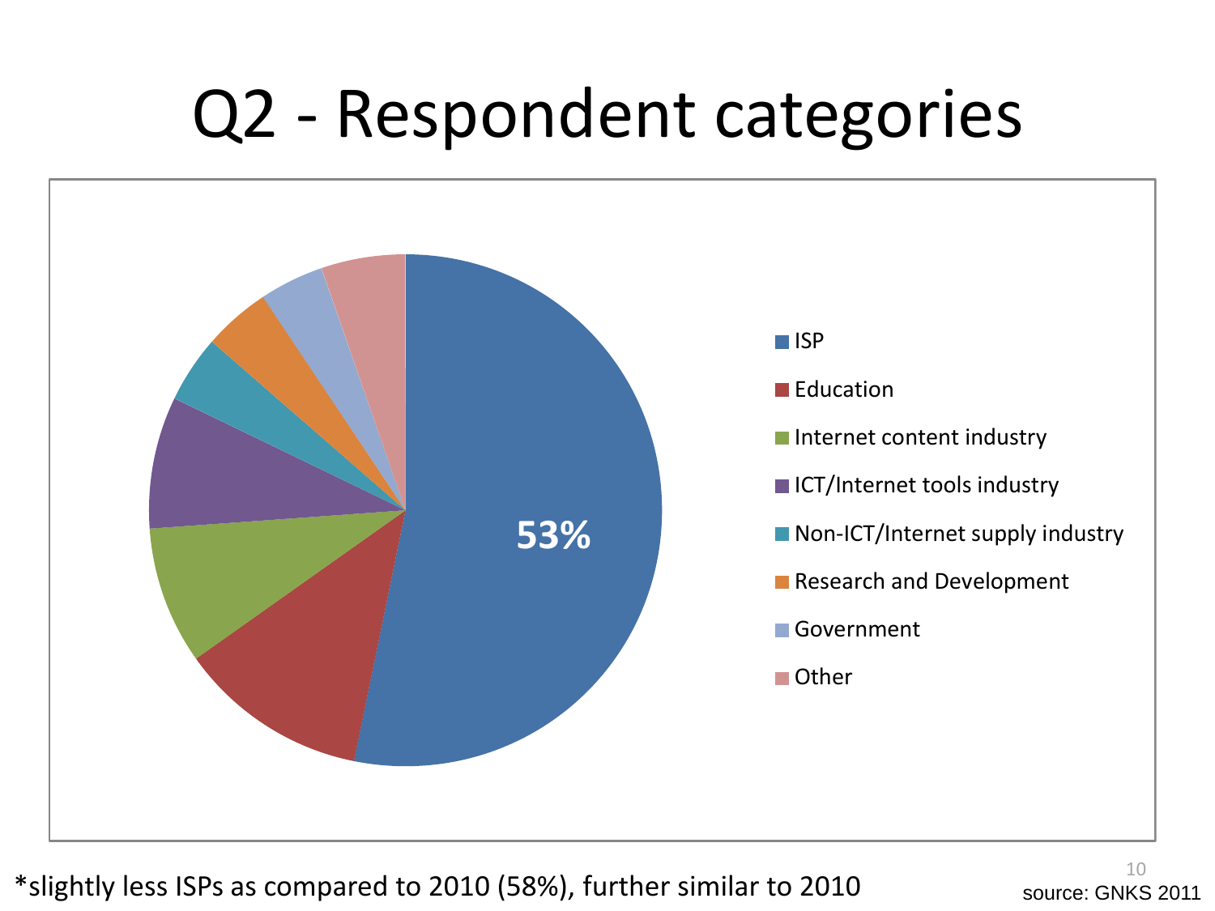# Q2 - Respondent categories

53%

- ISP
- Education
- Internet content industry
- ICT/Internet tools industry
- Non-ICT/Internet supply industry
- Research and Development
- Government
- Other

*slightly less ISPs as compared to 2010 (58%), further similar to 2010

source: GNKS 2011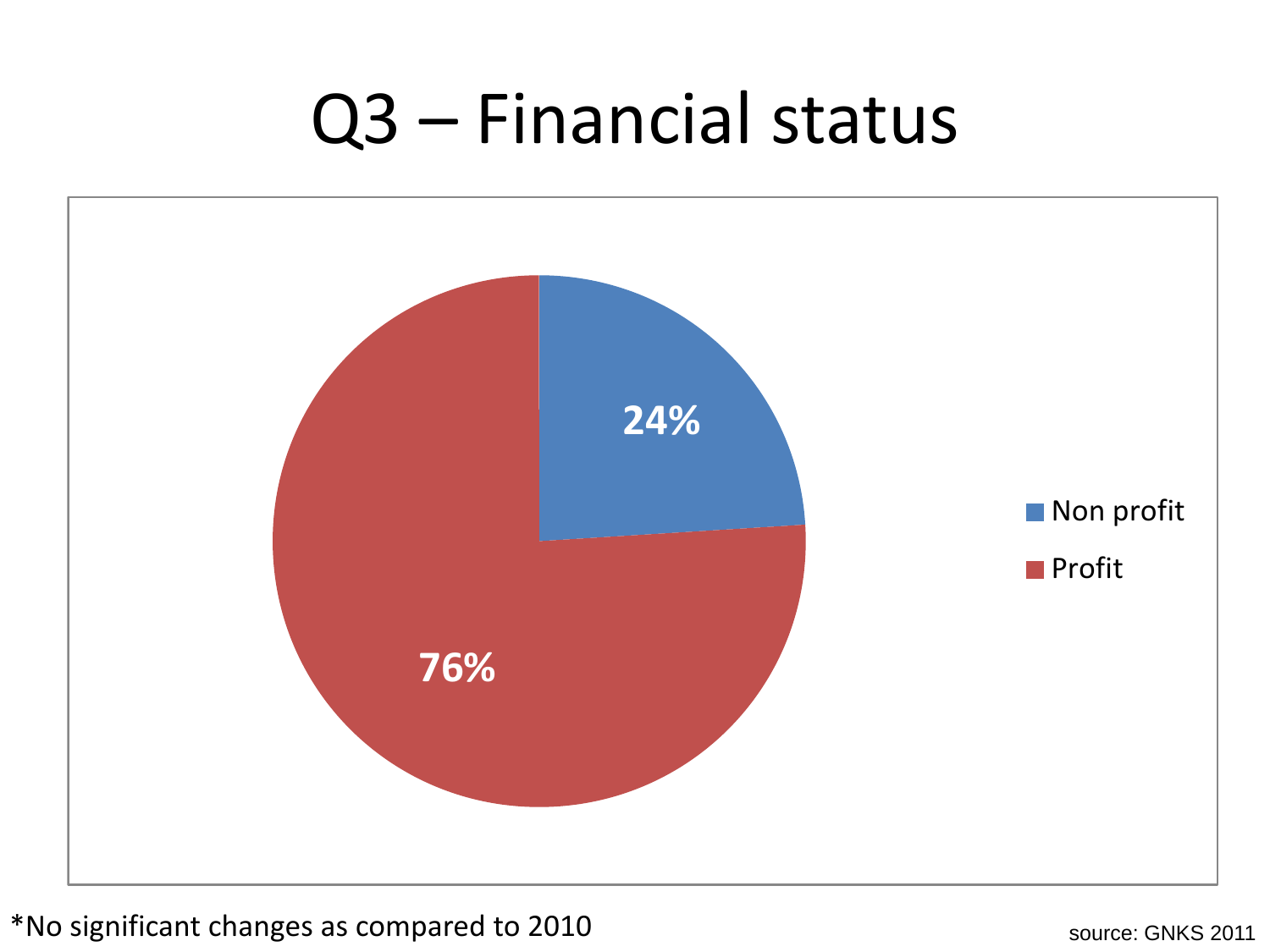# Q3 – Financial status

| Financial status | Share |
|---|---|
| Non profit | 24% |
| Profit | 76% |

*No significant changes as compared to 2010

source: GNKS 2011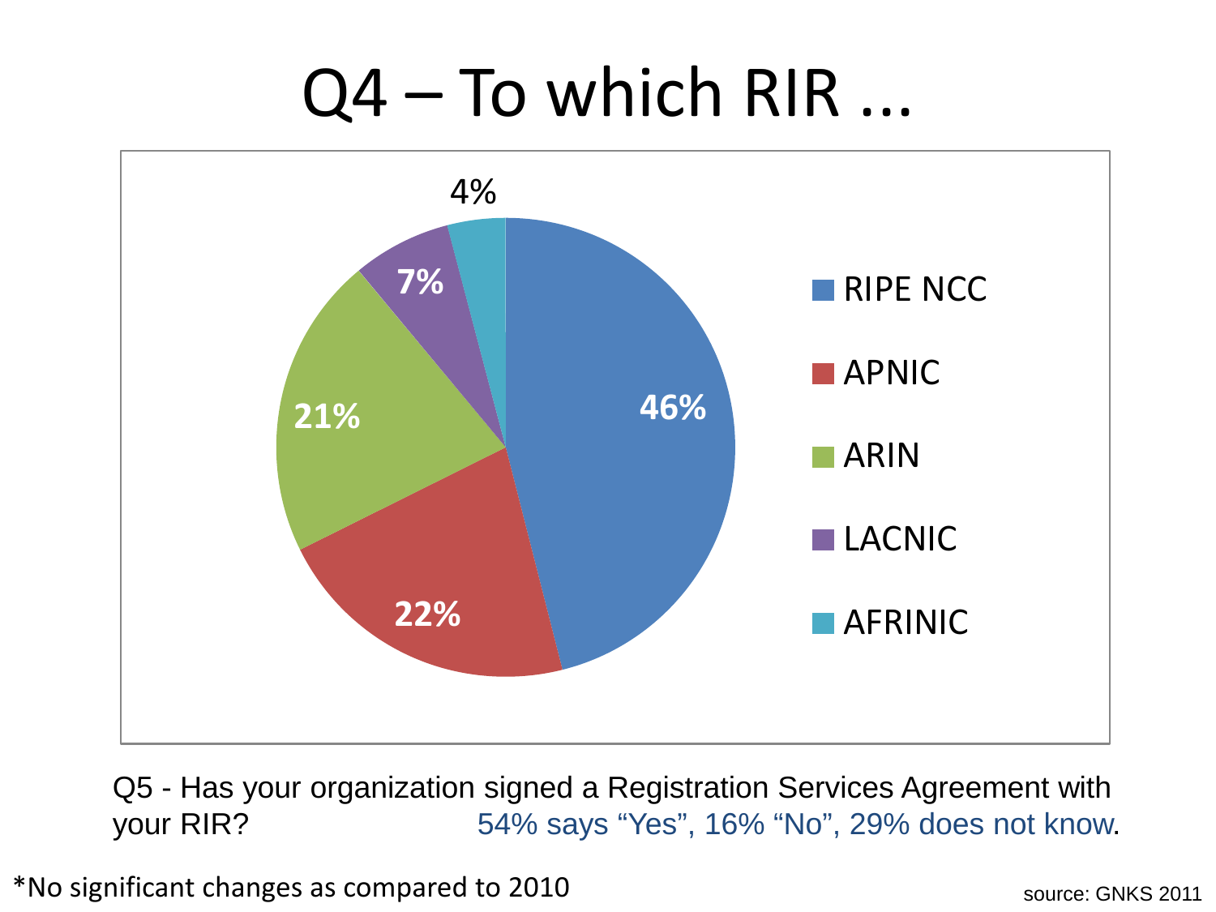# Q4 – To which RIR ...

| RIR | Percentage |
|---|---|
| RIPE NCC | 46% |
| APNIC | 22% |
| ARIN | 21% |
| LACNIC | 7% |
| AFRINIC | 4% |

Q5 - Has your organization signed a Registration Services Agreement with your RIR? 54% says “Yes”, 16% “No”, 29% does not know.

*No significant changes as compared to 2010

source: GNKS 2011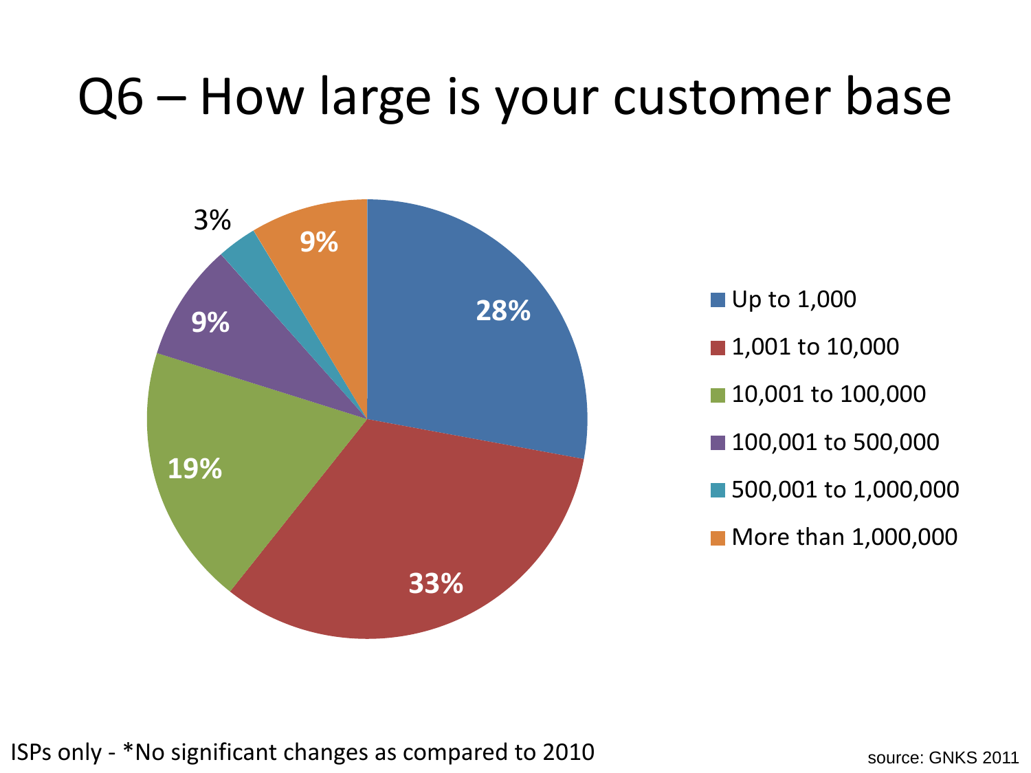# Q6 – How large is your customer base

| Customer base | Share |
|---|---|
| Up to 1,000 | 28% |
| 1,001 to 10,000 | 33% |
| 10,001 to 100,000 | 19% |
| 100,001 to 500,000 | 9% |
| 500,001 to 1,000,000 | 3% |
| More than 1,000,000 | 9% |

ISPs only - *No significant changes as compared to 2010

source: GNKS 2011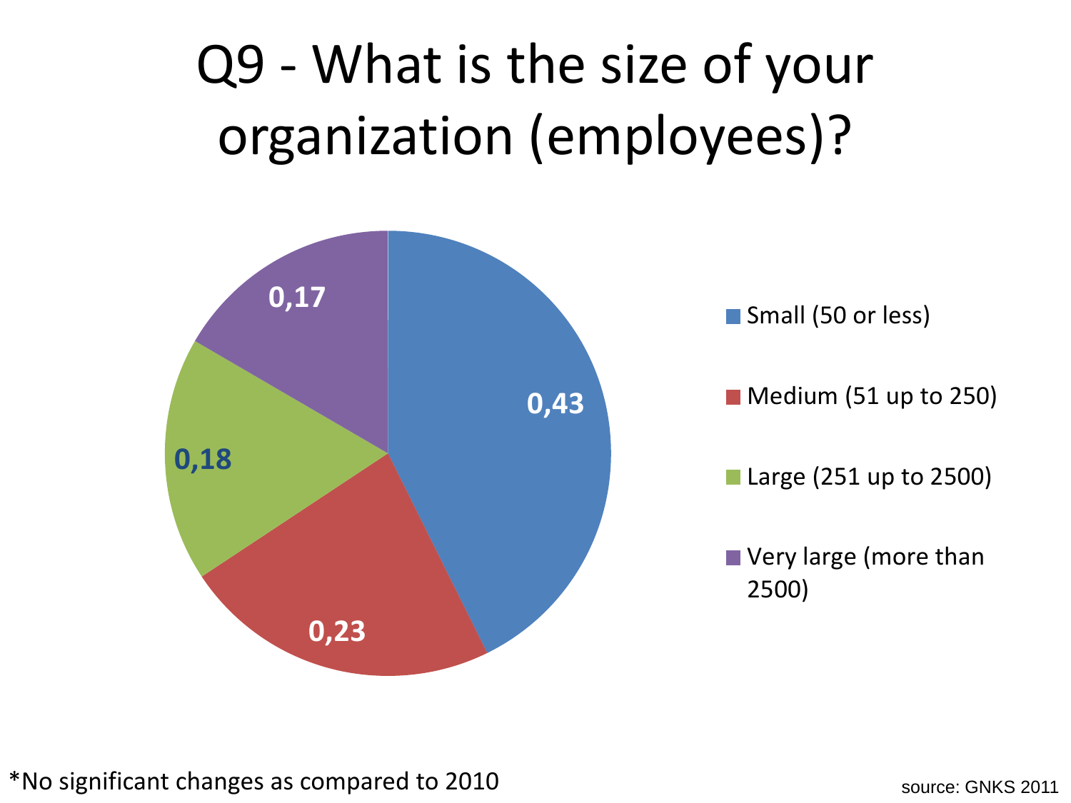# Q9 - What is the size of your organization (employees)?

| Size | Share |
| --- | --- |
| Small (50 or less) | 0,43 |
| Medium (51 up to 250) | 0,23 |
| Large (251 up to 2500) | 0,18 |
| Very large (more than 2500) | 0,17 |

*No significant changes as compared to 2010

source: GNKS 2011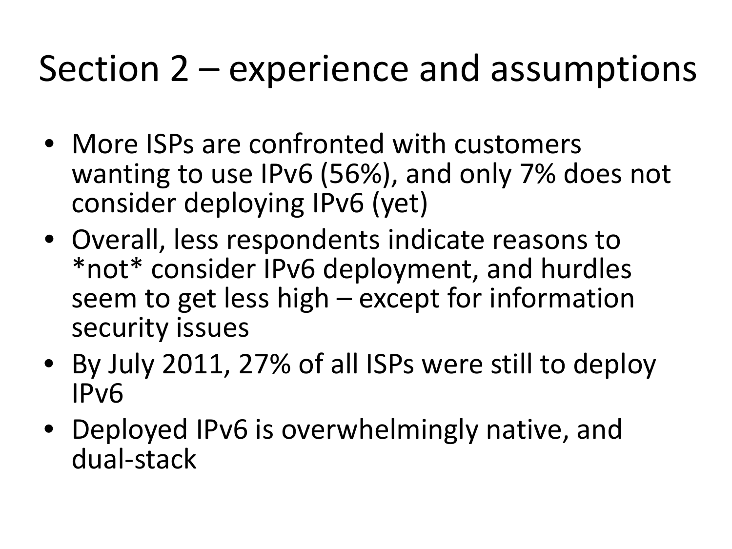# Section 2 – experience and assumptions

- More ISPs are confronted with customers wanting to use IPv6 (56%), and only 7% does not consider deploying IPv6 (yet)
- Overall, less respondents indicate reasons to *not* consider IPv6 deployment, and hurdles seem to get less high – except for information security issues
- By July 2011, 27% of all ISPs were still to deploy IPv6
- Deployed IPv6 is overwhelmingly native, and dual-stack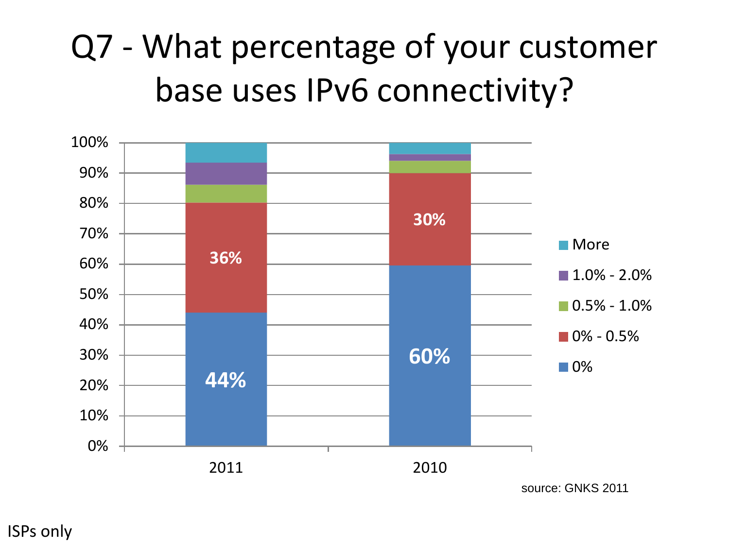# Q7 - What percentage of your customer base uses IPv6 connectivity?

| | 2011 | 2010 |
|---|---|---|
| 0% | 44% | 60% |
| 0% - 0.5% | 36% | 30% |

Legend: More; 1.0% - 2.0%; 0.5% - 1.0%; 0% - 0.5%; 0%

source: GNKS 2011

ISPs only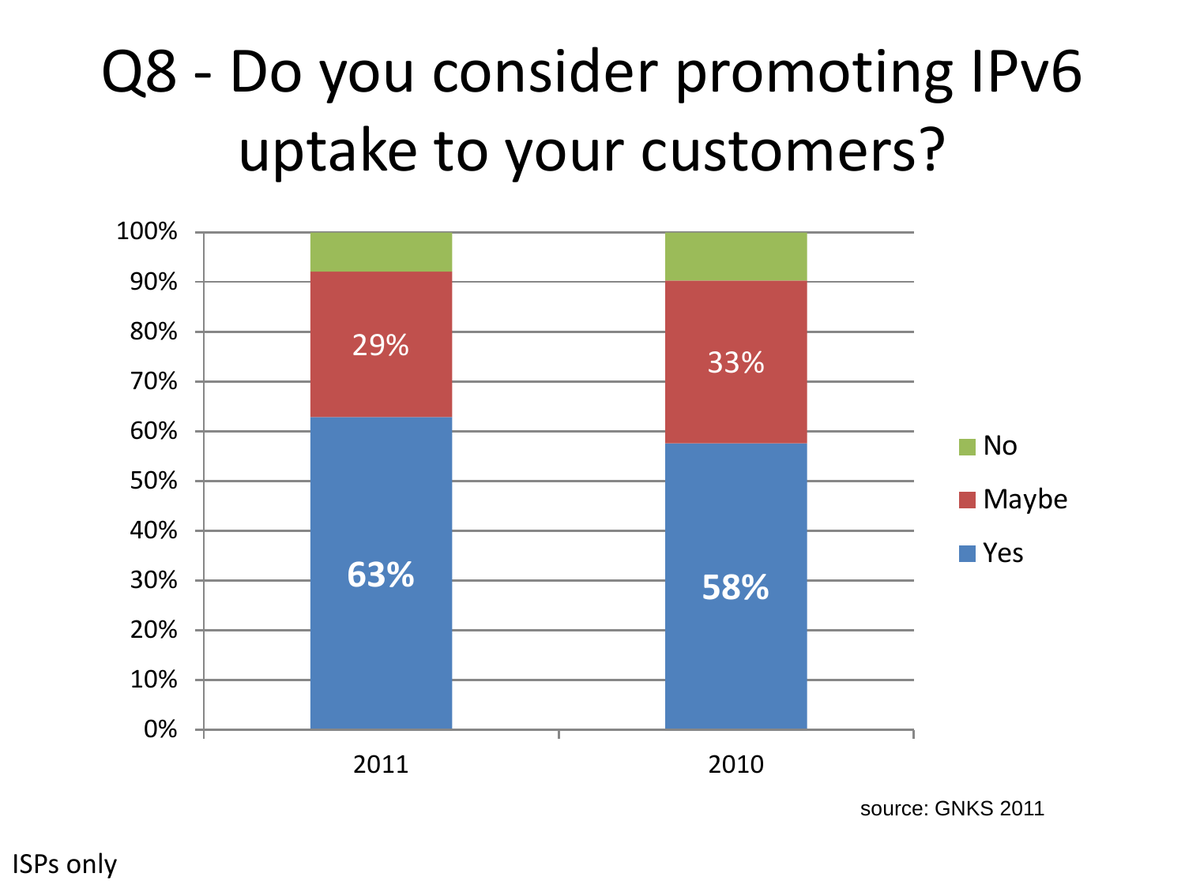# Q8 - Do you consider promoting IPv6 uptake to your customers?

| | Yes | Maybe | No |
|---|---|---|---|
| 2011 | 63% | 29% | |
| 2010 | 58% | 33% | |

source: GNKS 2011

ISPs only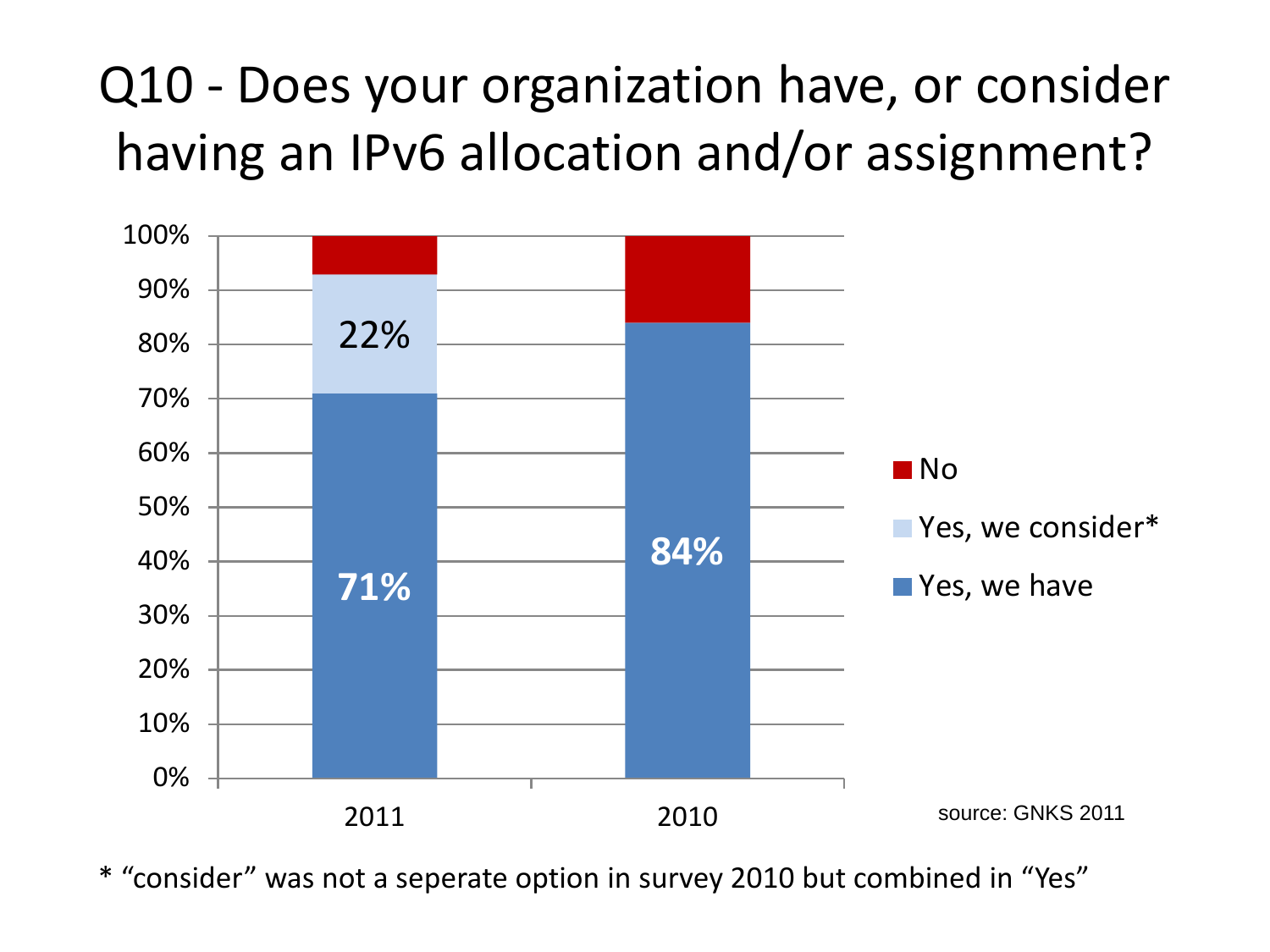# Q10 - Does your organization have, or consider having an IPv6 allocation and/or assignment?

| | 2011 | 2010 |
|---|---|---|
| No | | |
| Yes, we consider* | 22% | |
| Yes, we have | 71% | 84% |

source: GNKS 2011

* “consider” was not a seperate option in survey 2010 but combined in “Yes”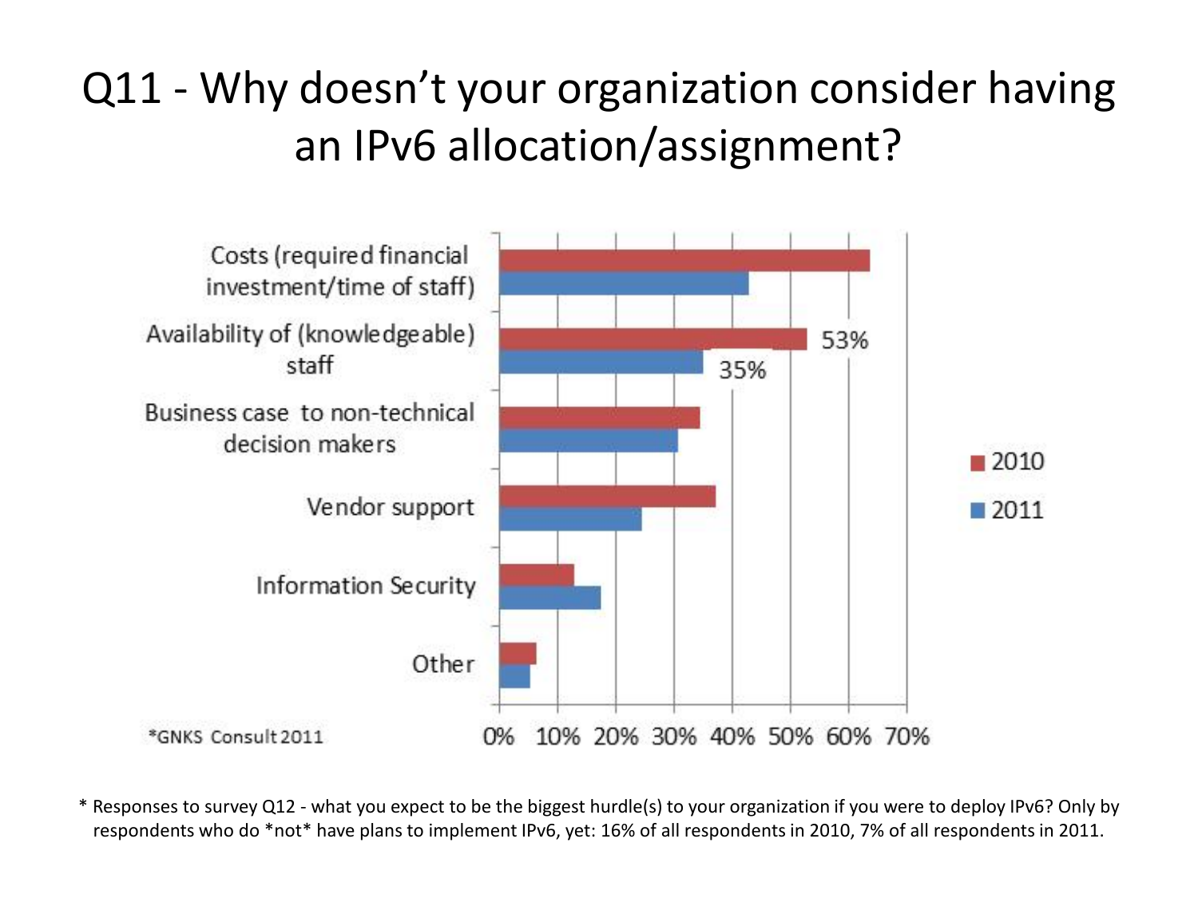# Q11 - Why doesn't your organization consider having an IPv6 allocation/assignment?

Costs (required financial investment/time of staff)

Availability of (knowledgeable) staff — 53% (2010), 35% (2011)

Business case to non-technical decision makers

Vendor support

Information Security

Other

2010
2011

*GNKS Consult 2011

0% 10% 20% 30% 40% 50% 60% 70%

\* Responses to survey Q12 - what you expect to be the biggest hurdle(s) to your organization if you were to deploy IPv6? Only by respondents who do \*not\* have plans to implement IPv6, yet: 16% of all respondents in 2010, 7% of all respondents in 2011.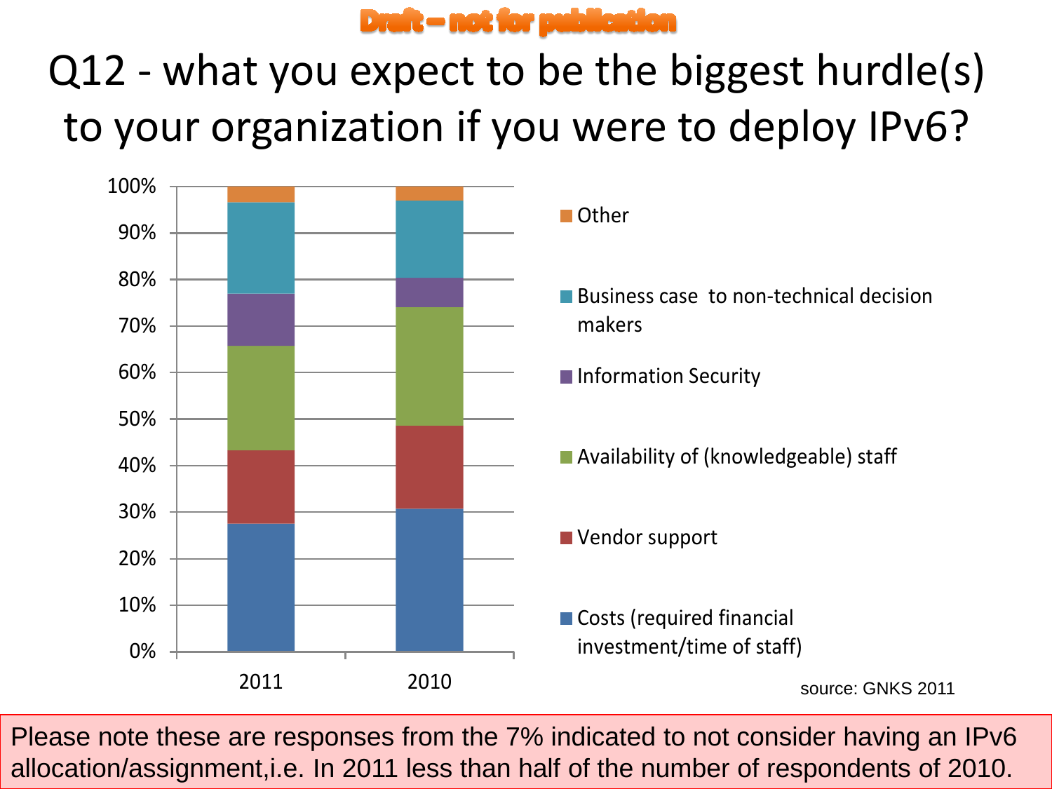Draft – not for publication

# Q12 - what you expect to be the biggest hurdle(s) to your organization if you were to deploy IPv6?

100%
90%
80%
70%
60%
50%
40%
30%
20%
10%
0%

2011 2010

- Other
- Business case to non-technical decision makers
- Information Security
- Availability of (knowledgeable) staff
- Vendor support
- Costs (required financial investment/time of staff)

source: GNKS 2011

Please note these are responses from the 7% indicated to not consider having an IPv6 allocation/assignment,i.e. In 2011 less than half of the number of respondents of 2010.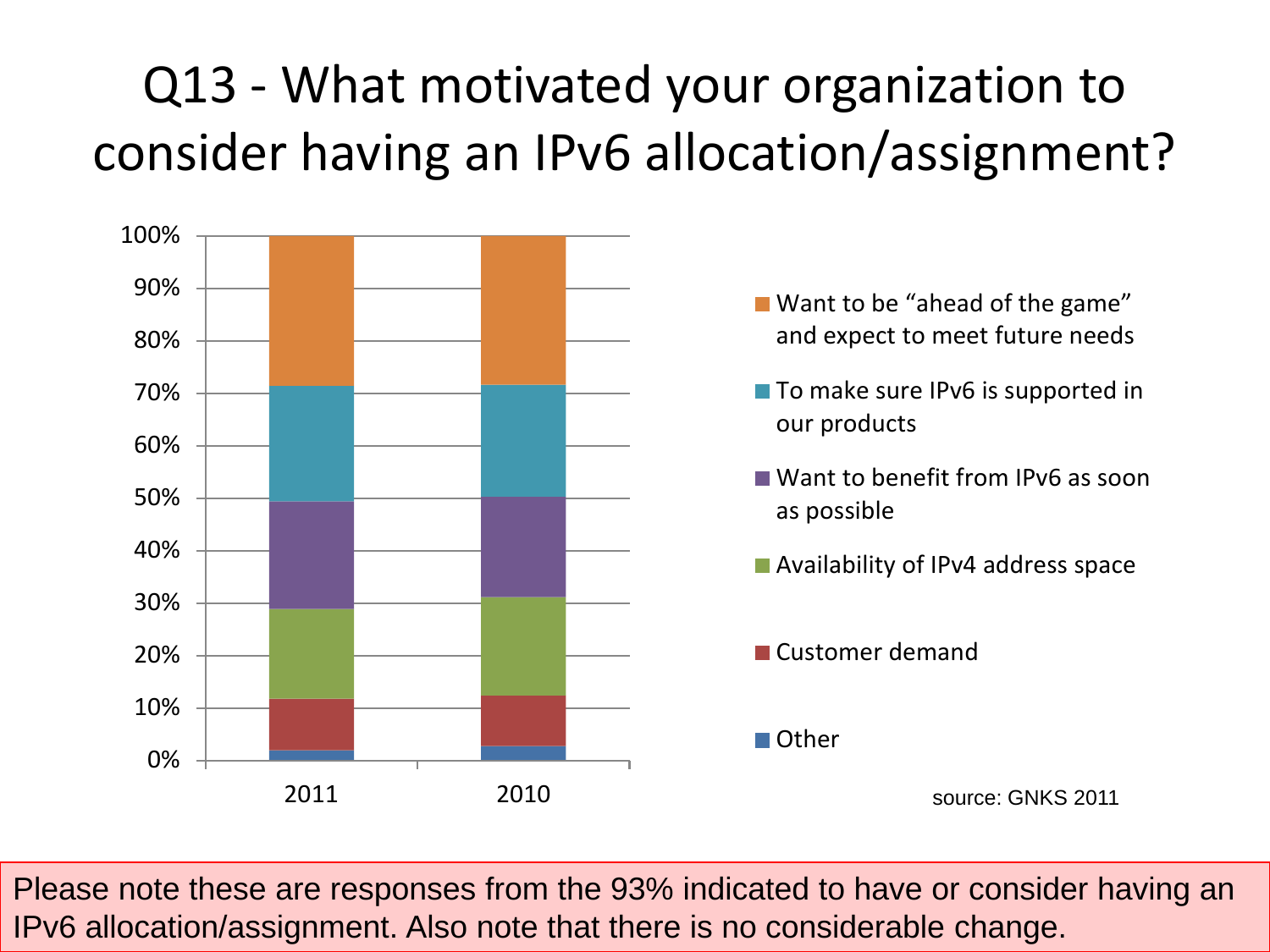# Q13 - What motivated your organization to consider having an IPv6 allocation/assignment?

100%
90%
80%
70%
60%
50%
40%
30%
20%
10%
0%

2011 2010

- Want to be "ahead of the game" and expect to meet future needs
- To make sure IPv6 is supported in our products
- Want to benefit from IPv6 as soon as possible
- Availability of IPv4 address space
- Customer demand
- Other

source: GNKS 2011

Please note these are responses from the 93% indicated to have or consider having an IPv6 allocation/assignment. Also note that there is no considerable change.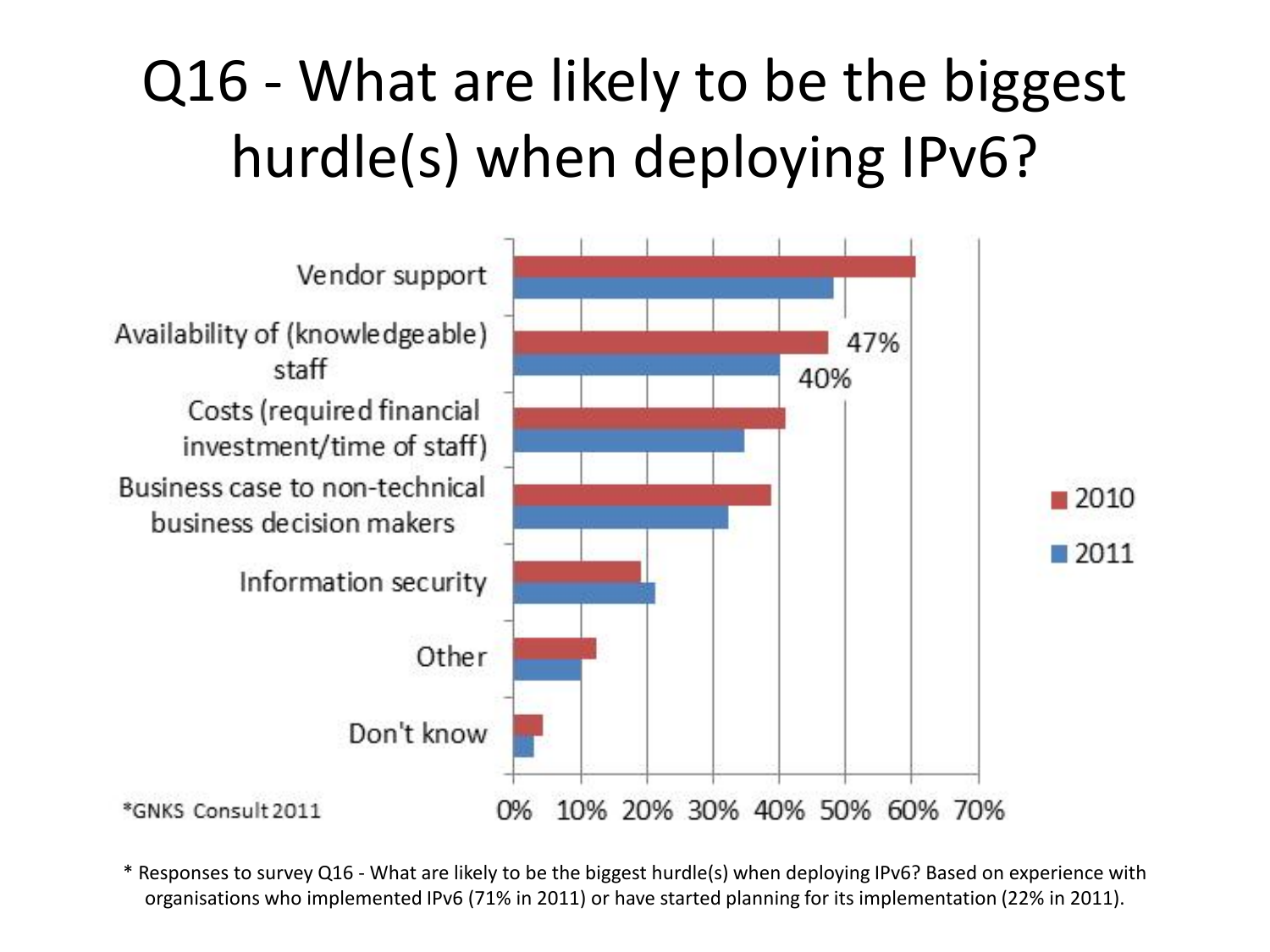# Q16 - What are likely to be the biggest hurdle(s) when deploying IPv6?

Vendor support

Availability of (knowledgeable) staff — 47% (2010), 40% (2011)

Costs (required financial investment/time of staff)

Business case to non-technical business decision makers

Information security

Other

Don't know

0% 10% 20% 30% 40% 50% 60% 70%

2010 | 2011

*GNKS Consult 2011

\* Responses to survey Q16 - What are likely to be the biggest hurdle(s) when deploying IPv6? Based on experience with organisations who implemented IPv6 (71% in 2011) or have started planning for its implementation (22% in 2011).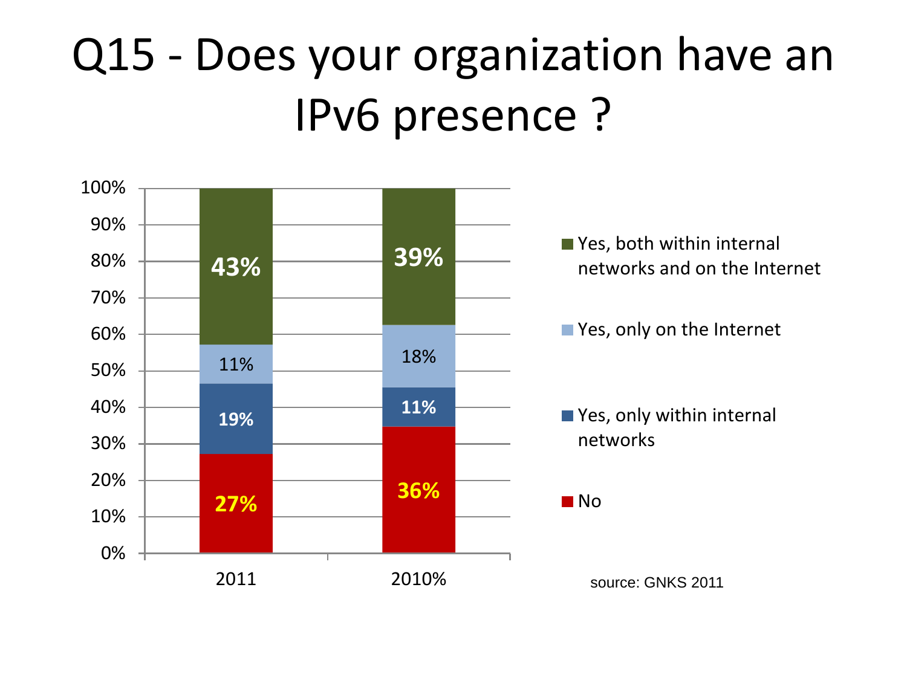# Q15 - Does your organization have an IPv6 presence ?

| | 2011 | 2010% |
|---|---|---|
| Yes, both within internal networks and on the Internet | 43% | 39% |
| Yes, only on the Internet | 11% | 18% |
| Yes, only within internal networks | 19% | 11% |
| No | 27% | 36% |

source: GNKS 2011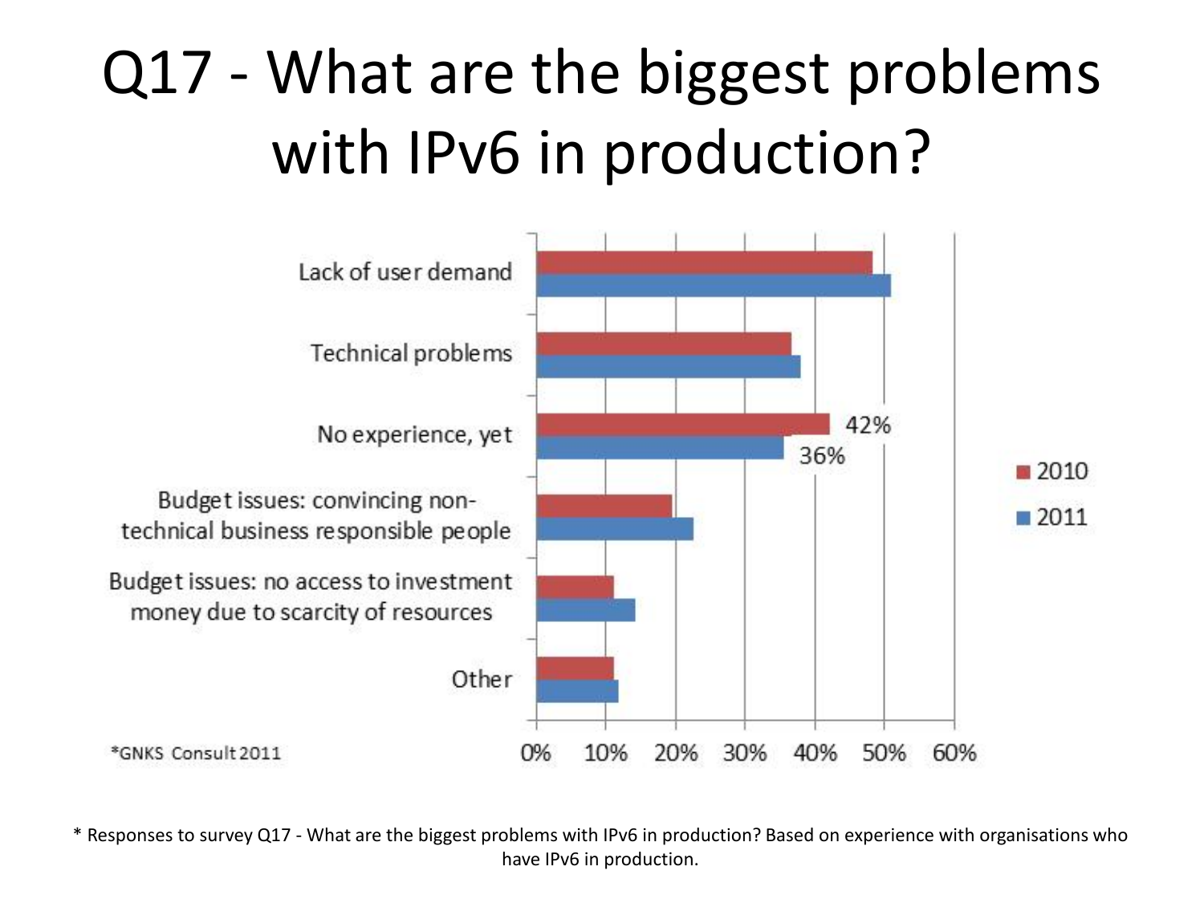# Q17 - What are the biggest problems with IPv6 in production?

| | 2010 | 2011 |
|---|---|---|
| Lack of user demand | | |
| Technical problems | | |
| No experience, yet | 42% | 36% |
| Budget issues: convincing non-technical business responsible people | | |
| Budget issues: no access to investment money due to scarcity of resources | | |
| Other | | |

*GNKS Consult 2011

\* Responses to survey Q17 - What are the biggest problems with IPv6 in production? Based on experience with organisations who have IPv6 in production.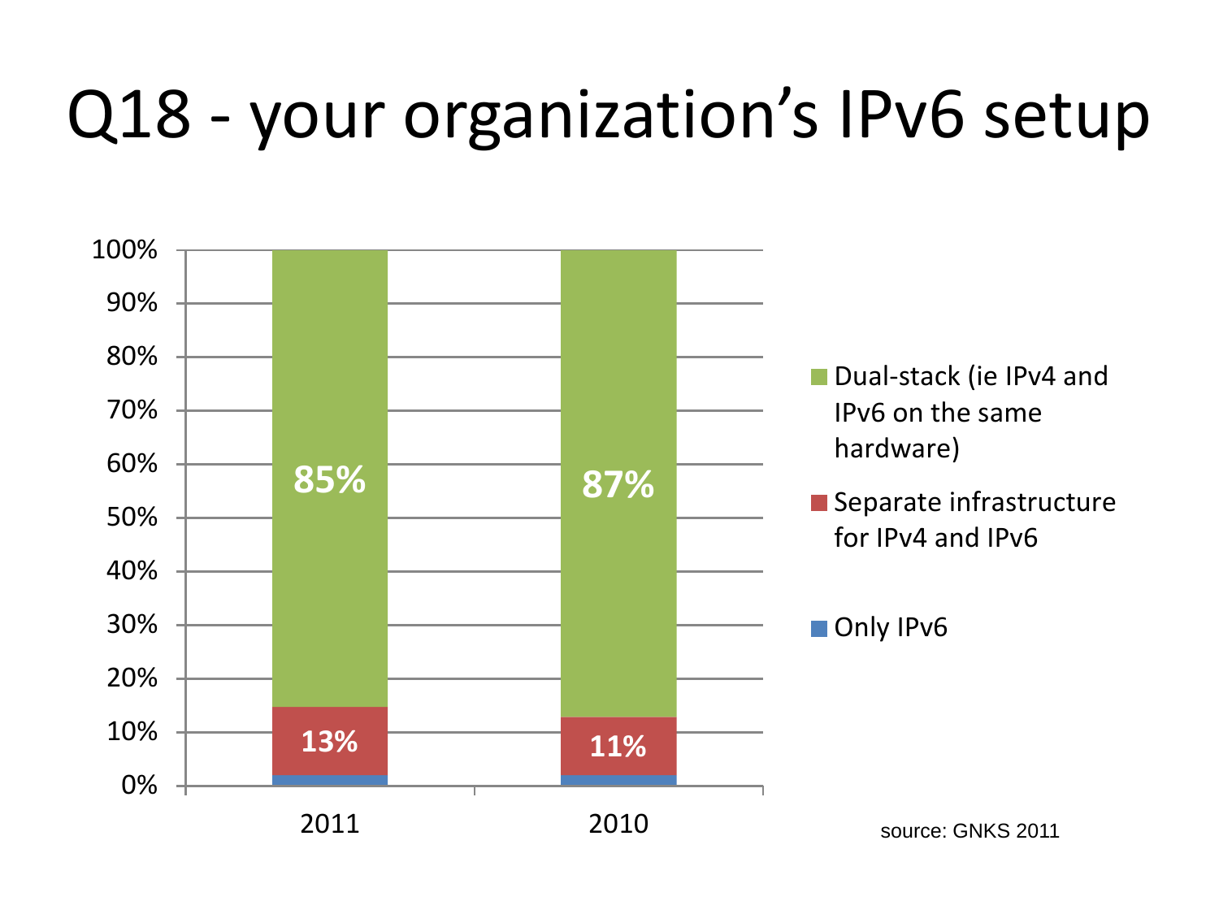# Q18 - your organization's IPv6 setup

| | 2011 | 2010 |
|---|---|---|
| Dual-stack (ie IPv4 and IPv6 on the same hardware) | 85% | 87% |
| Separate infrastructure for IPv4 and IPv6 | 13% | 11% |
| Only IPv6 | | |

source: GNKS 2011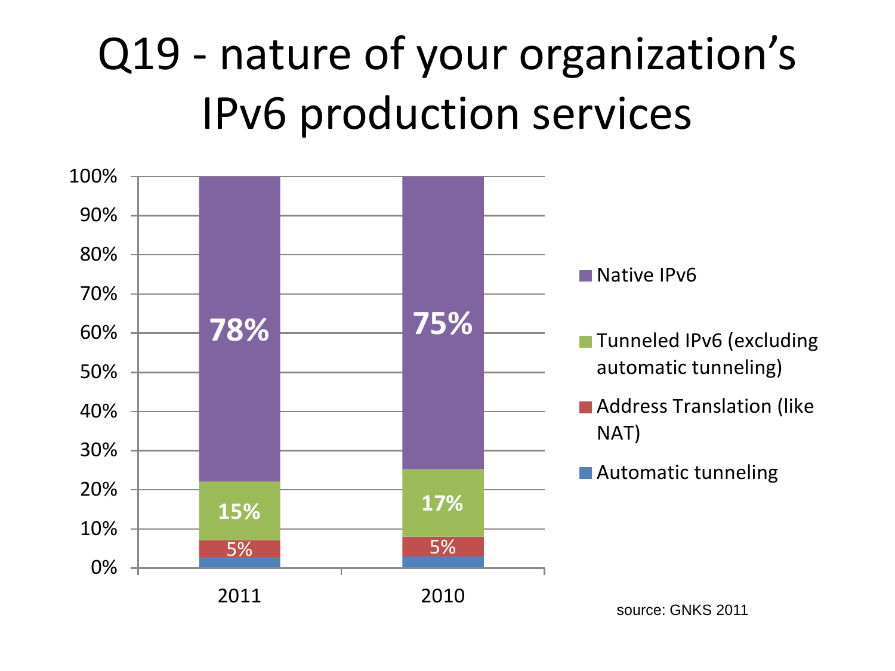# Q19 - nature of your organization's IPv6 production services

| | 2011 | 2010 |
|---|---|---|
| Native IPv6 | 78% | 75% |
| Tunneled IPv6 (excluding automatic tunneling) | 15% | 17% |
| Address Translation (like NAT) | 5% | 5% |
| Automatic tunneling | | |

source: GNKS 2011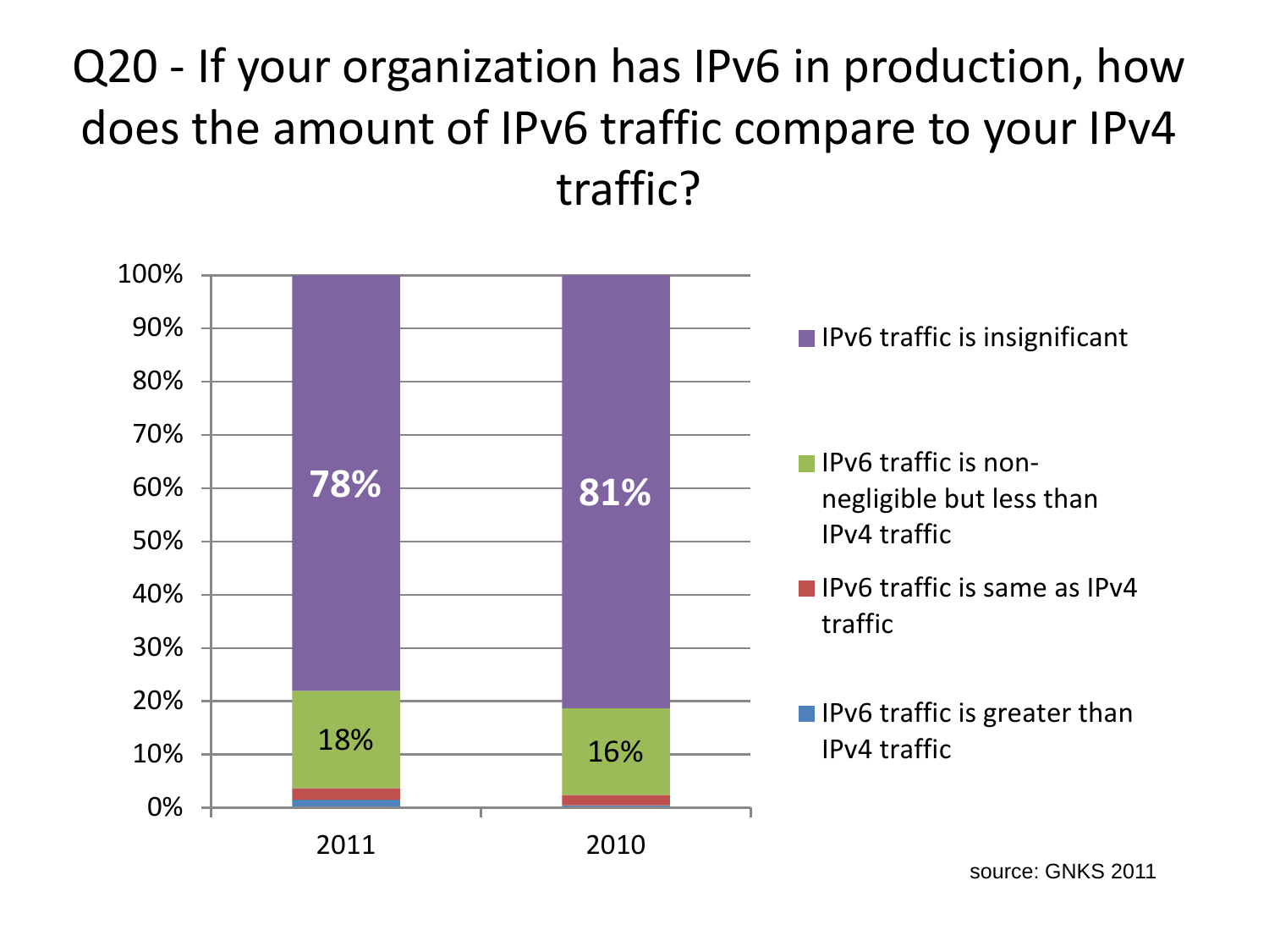# Q20 - If your organization has IPv6 in production, how does the amount of IPv6 traffic compare to your IPv4 traffic?

| | 2011 | 2010 |
| --- | --- | --- |
| IPv6 traffic is insignificant | 78% | 81% |
| IPv6 traffic is non-negligible but less than IPv4 traffic | 18% | 16% |
| IPv6 traffic is same as IPv4 traffic | | |
| IPv6 traffic is greater than IPv4 traffic | | |

source: GNKS 2011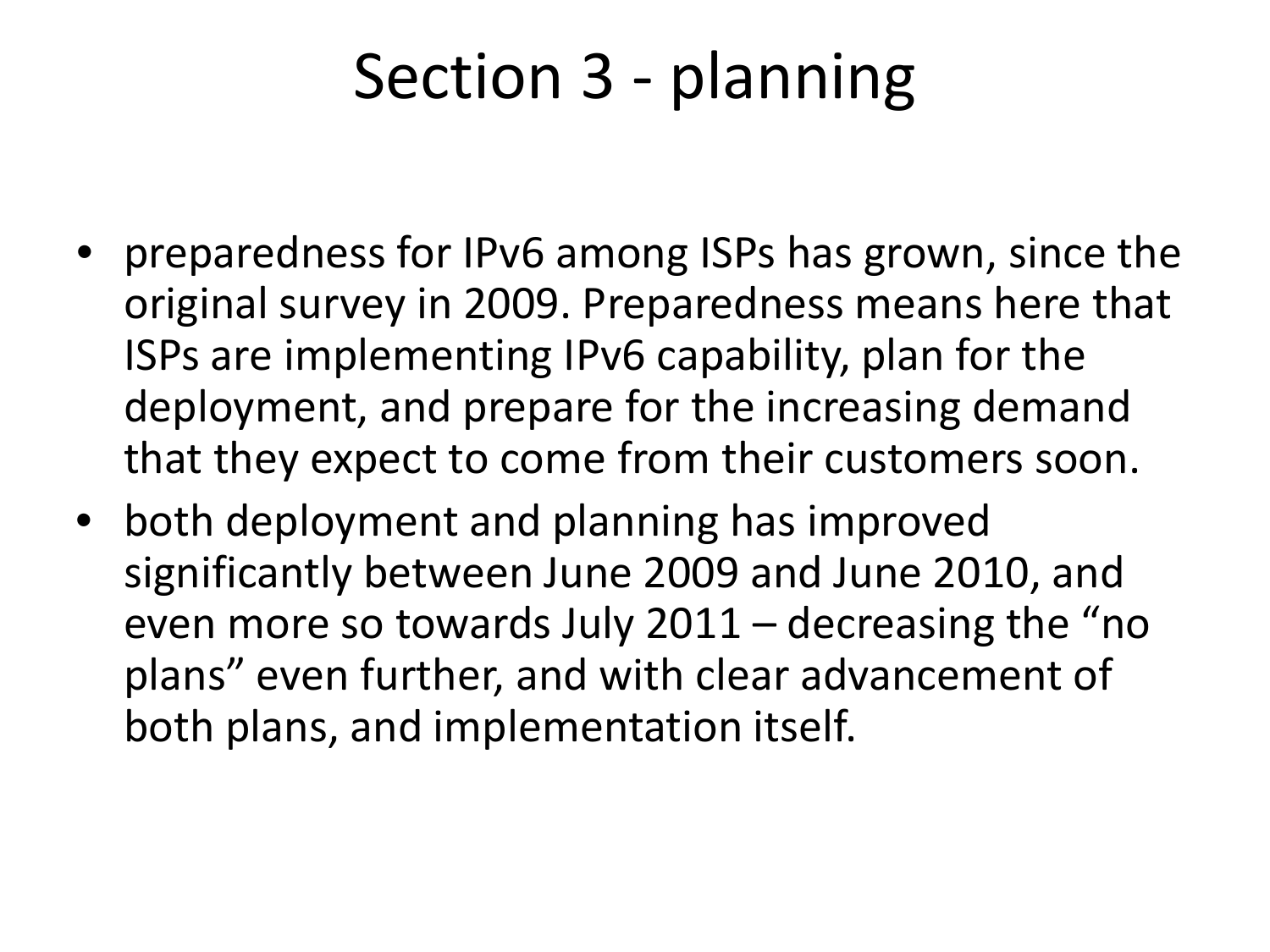# Section 3 - planning

- preparedness for IPv6 among ISPs has grown, since the original survey in 2009. Preparedness means here that ISPs are implementing IPv6 capability, plan for the deployment, and prepare for the increasing demand that they expect to come from their customers soon.
- both deployment and planning has improved significantly between June 2009 and June 2010, and even more so towards July 2011 – decreasing the "no plans" even further, and with clear advancement of both plans, and implementation itself.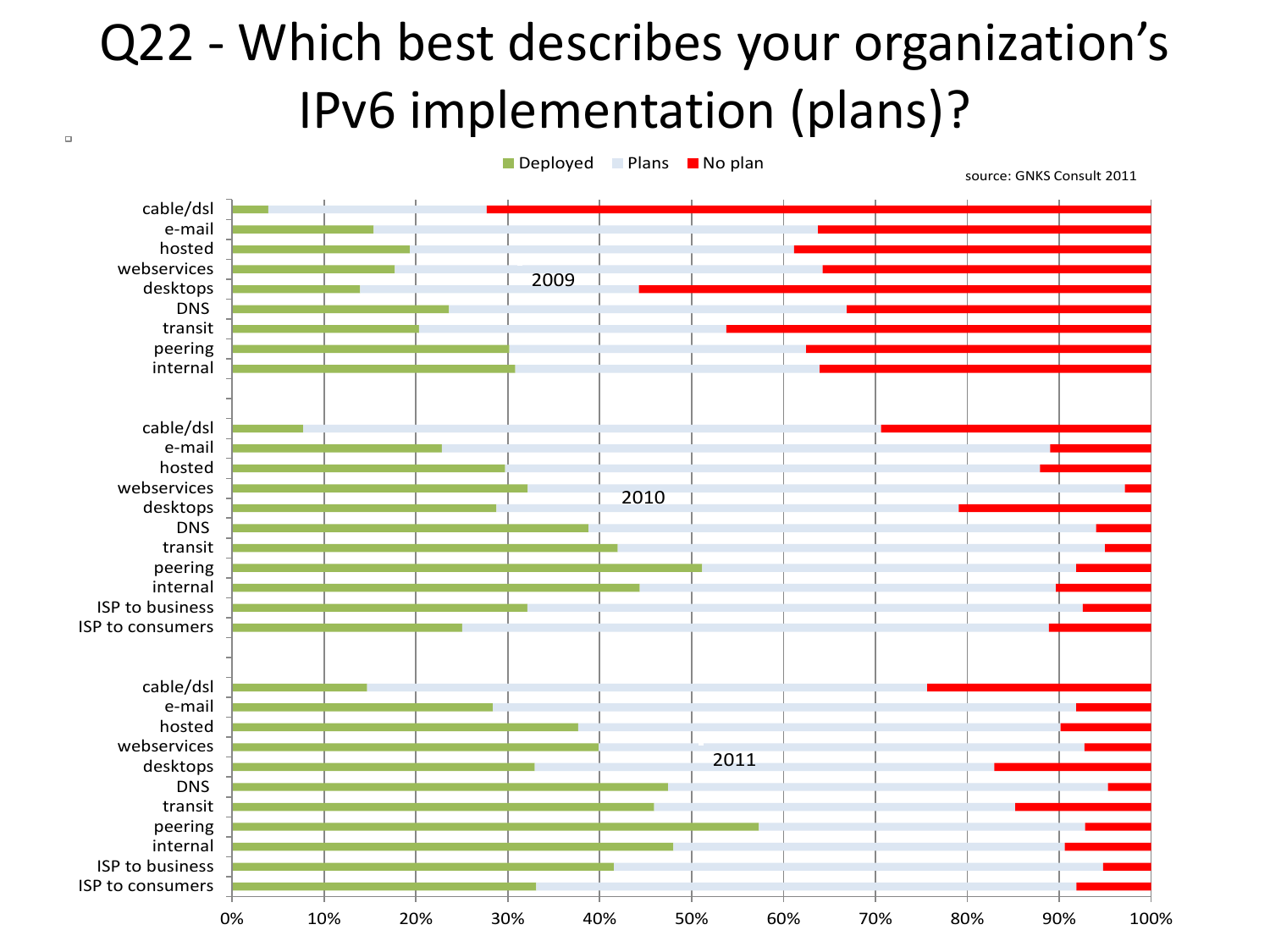# Q22 - Which best describes your organization's IPv6 implementation (plans)?

Deployed Plans No plan

source: GNKS Consult 2011

2009: cable/dsl, e-mail, hosted, webservices, desktops, DNS, transit, peering, internal

2010: cable/dsl, e-mail, hosted, webservices, desktops, DNS, transit, peering, internal, ISP to business, ISP to consumers

2011: cable/dsl, e-mail, hosted, webservices, desktops, DNS, transit, peering, internal, ISP to business, ISP to consumers

0% 10% 20% 30% 40% 50% 60% 70% 80% 90% 100%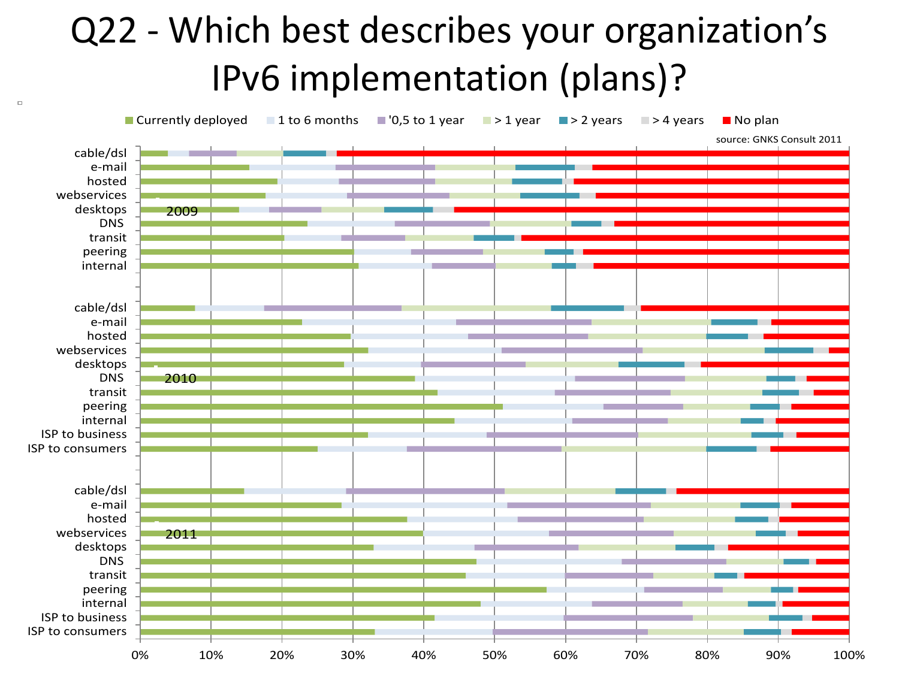# Q22 - Which best describes your organization's IPv6 implementation (plans)?

Currently deployed | 1 to 6 months | '0,5 to 1 year | > 1 year | > 2 years | > 4 years | No plan

source: GNKS Consult 2011

**2009**: cable/dsl, e-mail, hosted, webservices, desktops, DNS, transit, peering, internal

**2010**: cable/dsl, e-mail, hosted, webservices, desktops, DNS, transit, peering, internal, ISP to business, ISP to consumers

**2011**: cable/dsl, e-mail, hosted, webservices, desktops, DNS, transit, peering, internal, ISP to business, ISP to consumers

0% 10% 20% 30% 40% 50% 60% 70% 80% 90% 100%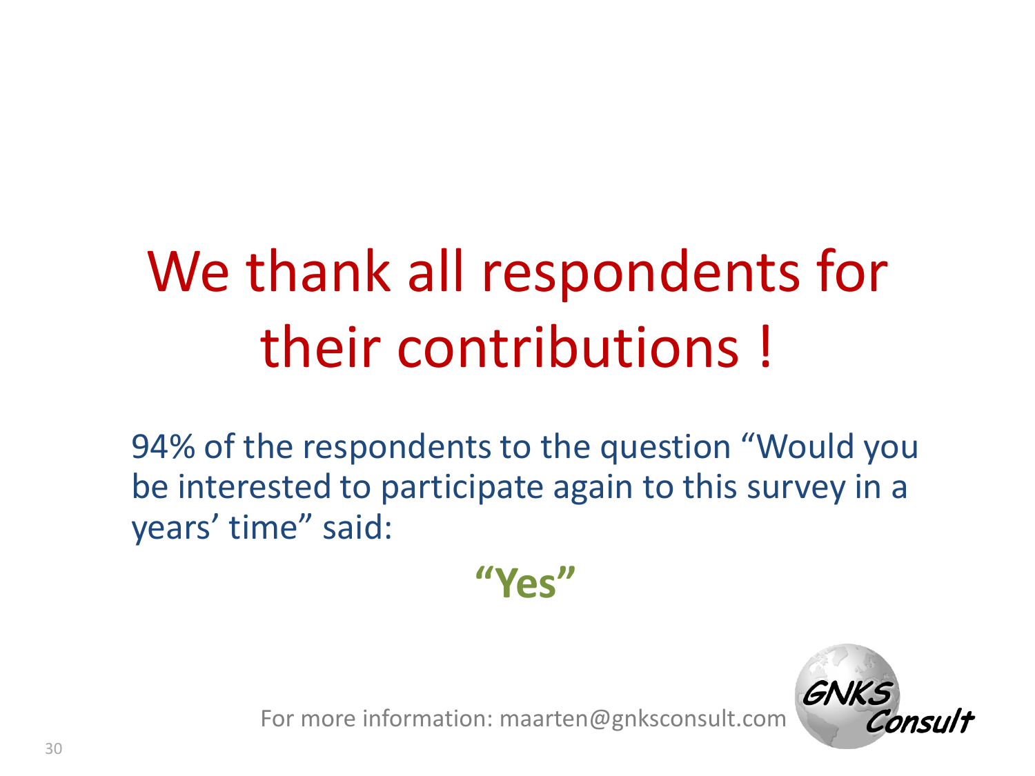# We thank all respondents for their contributions !

94% of the respondents to the question “Would you be interested to participate again to this survey in a years’ time” said:

**“Yes”**

For more information: maarten@gnksconsult.com

GNKS Consult